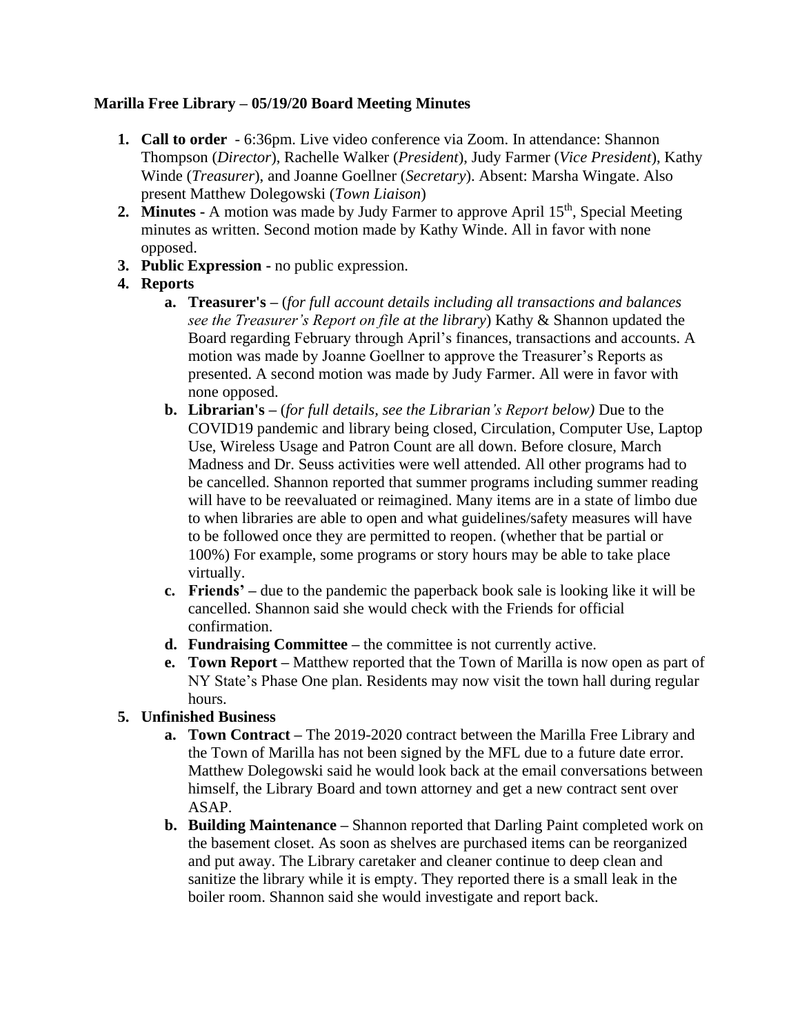**Marilla Free Library – 05/19/20 Board Meeting Minutes**

1. **Call to order** - 6:36pm. Live video conference via Zoom. In attendance: Shannon Thompson (*Director*), Rachelle Walker (*President*), Judy Farmer (*Vice President*), Kathy Winde (*Treasurer*), and Joanne Goellner (*Secretary*). Absent: Marsha Wingate. Also present Matthew Dolegowski (*Town Liaison*)
2. **Minutes -** A motion was made by Judy Farmer to approve April 15th, Special Meeting minutes as written. Second motion made by Kathy Winde. All in favor with none opposed.
3. **Public Expression -** no public expression.
4. **Reports**
   a. **Treasurer's –** (*for full account details including all transactions and balances see the Treasurer's Report on file at the library*) Kathy & Shannon updated the Board regarding February through April's finances, transactions and accounts. A motion was made by Joanne Goellner to approve the Treasurer's Reports as presented. A second motion was made by Judy Farmer. All were in favor with none opposed.
   b. **Librarian's –** (*for full details, see the Librarian's Report below)* Due to the COVID19 pandemic and library being closed, Circulation, Computer Use, Laptop Use, Wireless Usage and Patron Count are all down. Before closure, March Madness and Dr. Seuss activities were well attended. All other programs had to be cancelled. Shannon reported that summer programs including summer reading will have to be reevaluated or reimagined. Many items are in a state of limbo due to when libraries are able to open and what guidelines/safety measures will have to be followed once they are permitted to reopen. (whether that be partial or 100%) For example, some programs or story hours may be able to take place virtually.
   c. **Friends' –** due to the pandemic the paperback book sale is looking like it will be cancelled. Shannon said she would check with the Friends for official confirmation.
   d. **Fundraising Committee –** the committee is not currently active.
   e. **Town Report –** Matthew reported that the Town of Marilla is now open as part of NY State's Phase One plan. Residents may now visit the town hall during regular hours.
5. **Unfinished Business**
   a. **Town Contract –** The 2019-2020 contract between the Marilla Free Library and the Town of Marilla has not been signed by the MFL due to a future date error. Matthew Dolegowski said he would look back at the email conversations between himself, the Library Board and town attorney and get a new contract sent over ASAP.
   b. **Building Maintenance –** Shannon reported that Darling Paint completed work on the basement closet. As soon as shelves are purchased items can be reorganized and put away. The Library caretaker and cleaner continue to deep clean and sanitize the library while it is empty. They reported there is a small leak in the boiler room. Shannon said she would investigate and report back.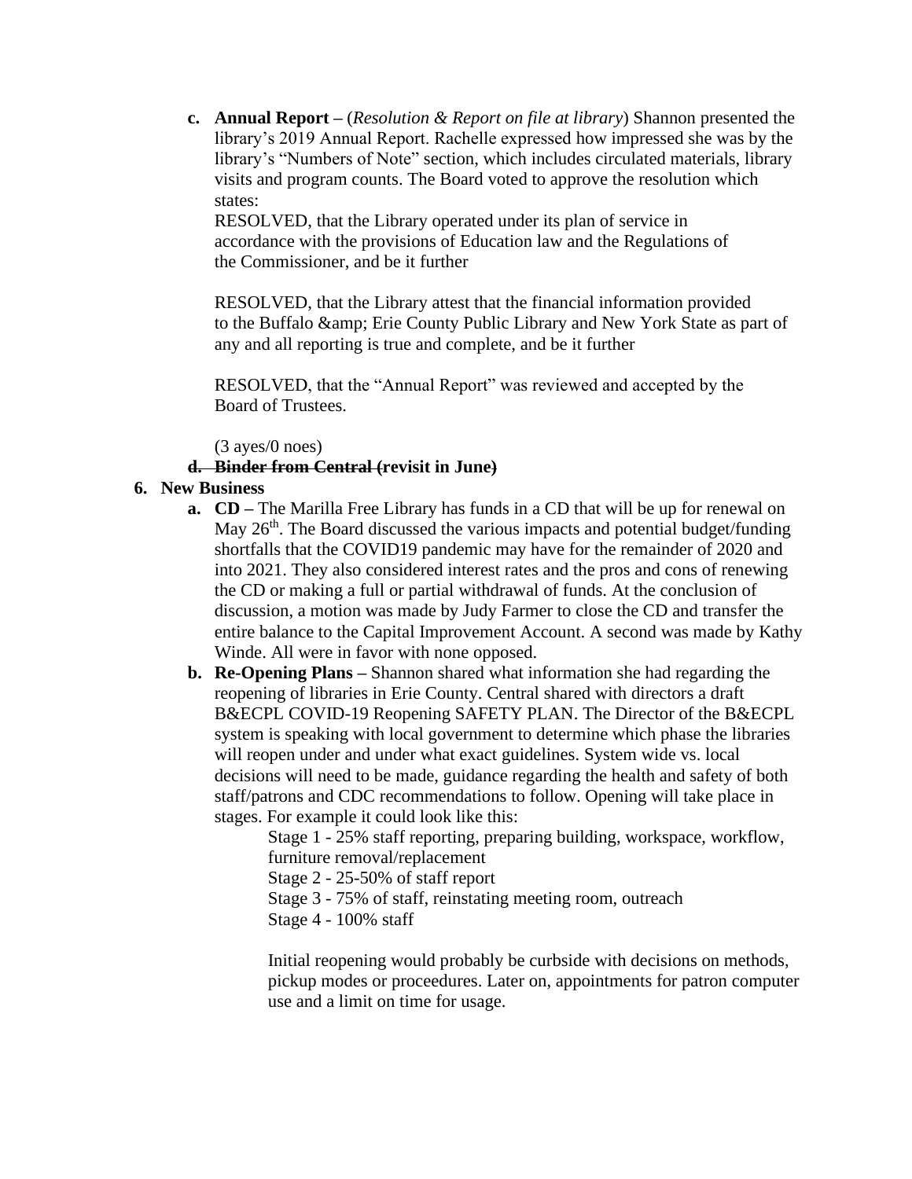c. **Annual Report –** (*Resolution & Report on file at library*) Shannon presented the library's 2019 Annual Report. Rachelle expressed how impressed she was by the library's "Numbers of Note" section, which includes circulated materials, library visits and program counts. The Board voted to approve the resolution which states:

   RESOLVED, that the Library operated under its plan of service in accordance with the provisions of Education law and the Regulations of the Commissioner, and be it further

   RESOLVED, that the Library attest that the financial information provided to the Buffalo &amp; Erie County Public Library and New York State as part of any and all reporting is true and complete, and be it further

   RESOLVED, that the "Annual Report" was reviewed and accepted by the Board of Trustees.

   (3 ayes/0 noes)

d. ~~**Binder from Central**~~ **(revisit in June)**

6. **New Business**
   a. **CD –** The Marilla Free Library has funds in a CD that will be up for renewal on May 26th. The Board discussed the various impacts and potential budget/funding shortfalls that the COVID19 pandemic may have for the remainder of 2020 and into 2021. They also considered interest rates and the pros and cons of renewing the CD or making a full or partial withdrawal of funds. At the conclusion of discussion, a motion was made by Judy Farmer to close the CD and transfer the entire balance to the Capital Improvement Account. A second was made by Kathy Winde. All were in favor with none opposed.
   b. **Re-Opening Plans –** Shannon shared what information she had regarding the reopening of libraries in Erie County. Central shared with directors a draft B&ECPL COVID-19 Reopening SAFETY PLAN. The Director of the B&ECPL system is speaking with local government to determine which phase the libraries will reopen under and under what exact guidelines. System wide vs. local decisions will need to be made, guidance regarding the health and safety of both staff/patrons and CDC recommendations to follow. Opening will take place in stages. For example it could look like this:

      Stage 1 - 25% staff reporting, preparing building, workspace, workflow, furniture removal/replacement
      Stage 2 - 25-50% of staff report
      Stage 3 - 75% of staff, reinstating meeting room, outreach
      Stage 4 - 100% staff

      Initial reopening would probably be curbside with decisions on methods, pickup modes or proceedures. Later on, appointments for patron computer use and a limit on time for usage.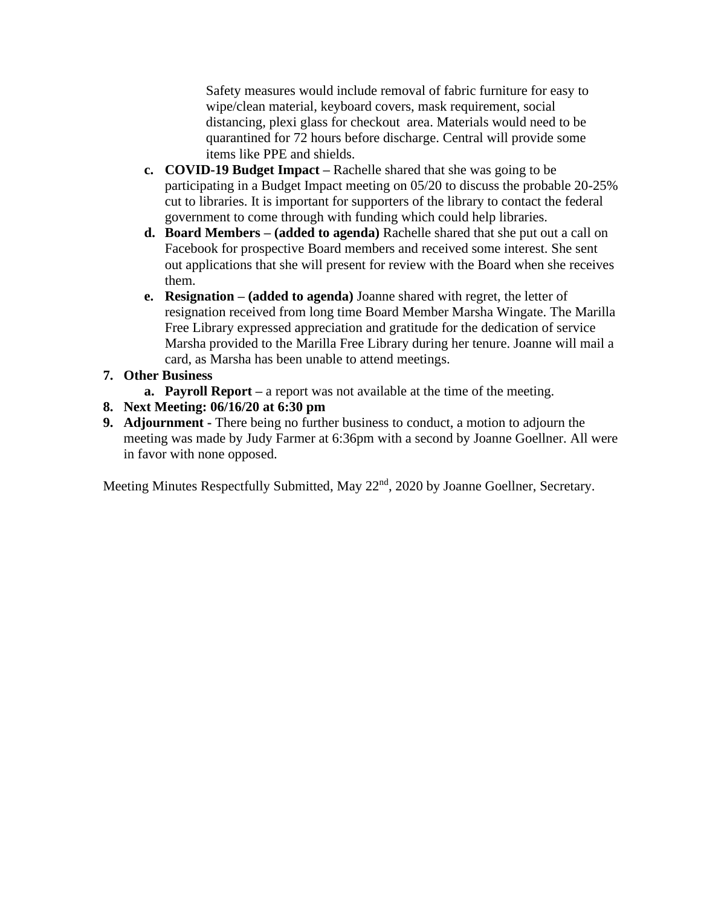Safety measures would include removal of fabric furniture for easy to wipe/clean material, keyboard covers, mask requirement, social distancing, plexi glass for checkout area. Materials would need to be quarantined for 72 hours before discharge. Central will provide some items like PPE and shields.

   c. **COVID-19 Budget Impact –** Rachelle shared that she was going to be participating in a Budget Impact meeting on 05/20 to discuss the probable 20-25% cut to libraries. It is important for supporters of the library to contact the federal government to come through with funding which could help libraries.
   d. **Board Members – (added to agenda)** Rachelle shared that she put out a call on Facebook for prospective Board members and received some interest. She sent out applications that she will present for review with the Board when she receives them.
   e. **Resignation – (added to agenda)** Joanne shared with regret, the letter of resignation received from long time Board Member Marsha Wingate. The Marilla Free Library expressed appreciation and gratitude for the dedication of service Marsha provided to the Marilla Free Library during her tenure. Joanne will mail a card, as Marsha has been unable to attend meetings.

7. **Other Business**
   a. **Payroll Report –** a report was not available at the time of the meeting.
8. **Next Meeting: 06/16/20 at 6:30 pm**
9. **Adjournment -** There being no further business to conduct, a motion to adjourn the meeting was made by Judy Farmer at 6:36pm with a second by Joanne Goellner. All were in favor with none opposed.

Meeting Minutes Respectfully Submitted, May 22nd, 2020 by Joanne Goellner, Secretary.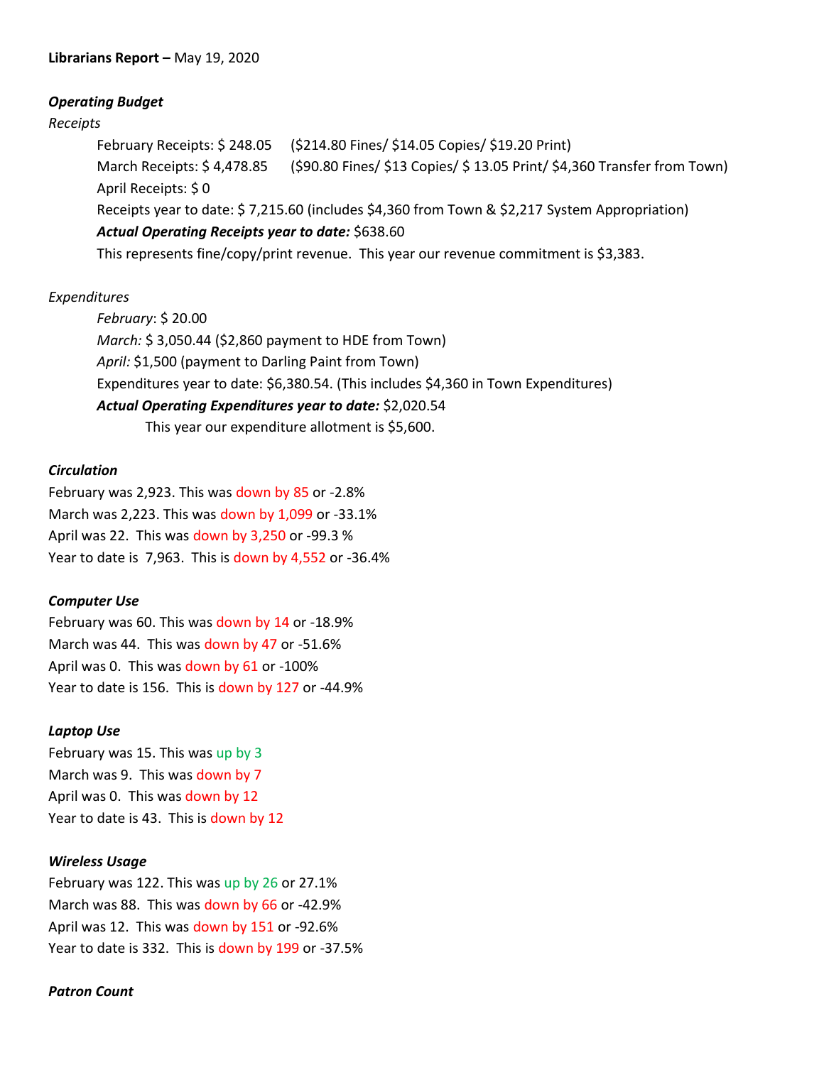**Librarians Report –** May 19, 2020

***Operating Budget***

*Receipts*

February Receipts: $ 248.05 ($214.80 Fines/ $14.05 Copies/ $19.20 Print)

March Receipts: $ 4,478.85 ($90.80 Fines/ $13 Copies/ $ 13.05 Print/ $4,360 Transfer from Town)

April Receipts: $ 0

Receipts year to date: $ 7,215.60 (includes $4,360 from Town & $2,217 System Appropriation)

***Actual Operating Receipts year to date:*** $638.60

This represents fine/copy/print revenue. This year our revenue commitment is $3,383.

*Expenditures*

*February*: $ 20.00

*March:* $ 3,050.44 ($2,860 payment to HDE from Town)

*April:* $1,500 (payment to Darling Paint from Town)

Expenditures year to date: $6,380.54. (This includes $4,360 in Town Expenditures)

***Actual Operating Expenditures year to date:*** $2,020.54

This year our expenditure allotment is $5,600.

***Circulation***

February was 2,923. This was down by 85 or -2.8%

March was 2,223. This was down by 1,099 or -33.1%

April was 22. This was down by 3,250 or -99.3 %

Year to date is 7,963. This is down by 4,552 or -36.4%

***Computer Use***

February was 60. This was down by 14 or -18.9%

March was 44. This was down by 47 or -51.6%

April was 0. This was down by 61 or -100%

Year to date is 156. This is down by 127 or -44.9%

***Laptop Use***

February was 15. This was up by 3

March was 9. This was down by 7

April was 0. This was down by 12

Year to date is 43. This is down by 12

***Wireless Usage***

February was 122. This was up by 26 or 27.1%

March was 88. This was down by 66 or -42.9%

April was 12. This was down by 151 or -92.6%

Year to date is 332. This is down by 199 or -37.5%

***Patron Count***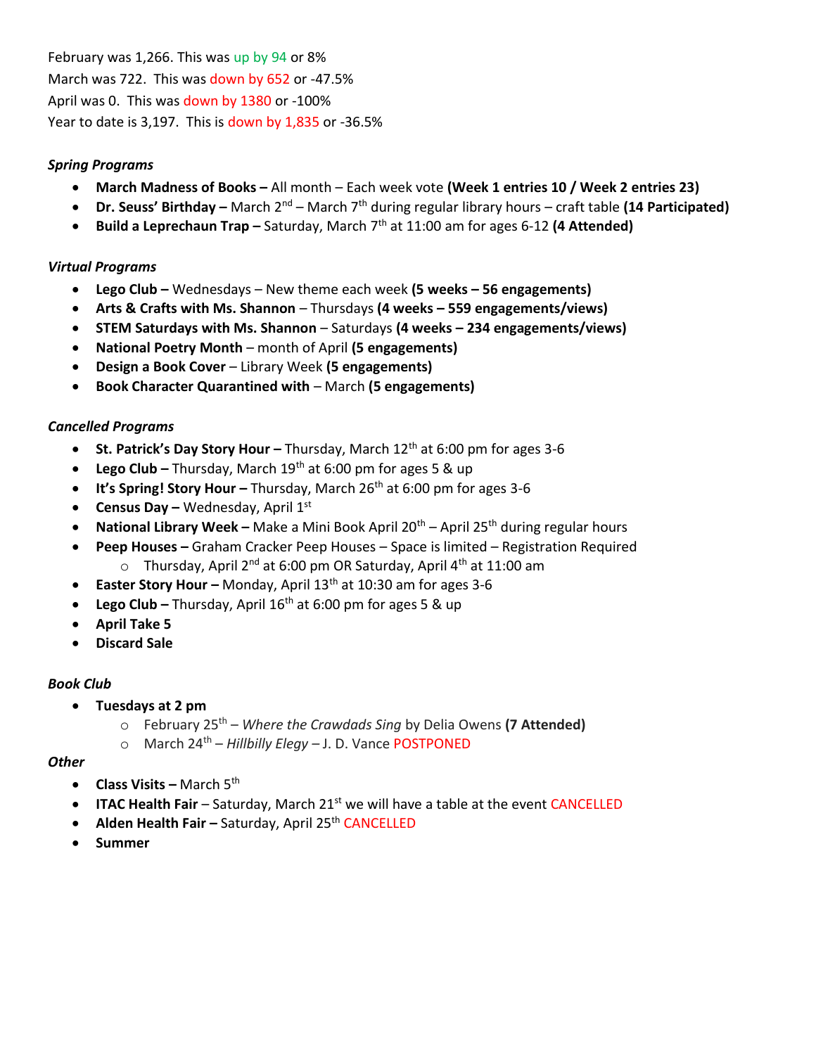February was 1,266. This was up by 94 or 8%
March was 722. This was down by 652 or -47.5%
April was 0. This was down by 1380 or -100%
Year to date is 3,197. This is down by 1,835 or -36.5%

*Spring Programs*

- **March Madness of Books –** All month – Each week vote **(Week 1 entries 10 / Week 2 entries 23)**
- **Dr. Seuss' Birthday –** March 2nd – March 7th during regular library hours – craft table **(14 Participated)**
- **Build a Leprechaun Trap –** Saturday, March 7th at 11:00 am for ages 6-12 **(4 Attended)**

*Virtual Programs*

- **Lego Club –** Wednesdays – New theme each week **(5 weeks – 56 engagements)**
- **Arts & Crafts with Ms. Shannon** – Thursdays **(4 weeks – 559 engagements/views)**
- **STEM Saturdays with Ms. Shannon** – Saturdays **(4 weeks – 234 engagements/views)**
- **National Poetry Month** – month of April **(5 engagements)**
- **Design a Book Cover** – Library Week **(5 engagements)**
- **Book Character Quarantined with** – March **(5 engagements)**

*Cancelled Programs*

- **St. Patrick's Day Story Hour –** Thursday, March 12th at 6:00 pm for ages 3-6
- **Lego Club –** Thursday, March 19th at 6:00 pm for ages 5 & up
- **It's Spring! Story Hour –** Thursday, March 26th at 6:00 pm for ages 3-6
- **Census Day –** Wednesday, April 1st
- **National Library Week –** Make a Mini Book April 20th – April 25th during regular hours
- **Peep Houses –** Graham Cracker Peep Houses – Space is limited – Registration Required
  - Thursday, April 2nd at 6:00 pm OR Saturday, April 4th at 11:00 am
- **Easter Story Hour –** Monday, April 13th at 10:30 am for ages 3-6
- **Lego Club –** Thursday, April 16th at 6:00 pm for ages 5 & up
- **April Take 5**
- **Discard Sale**

*Book Club*

- **Tuesdays at 2 pm**
  - February 25th – *Where the Crawdads Sing* by Delia Owens **(7 Attended)**
  - March 24th – *Hillbilly Elegy* – J. D. Vance POSTPONED

*Other*

- **Class Visits –** March 5th
- **ITAC Health Fair** – Saturday, March 21st we will have a table at the event CANCELLED
- **Alden Health Fair –** Saturday, April 25th CANCELLED
- **Summer**